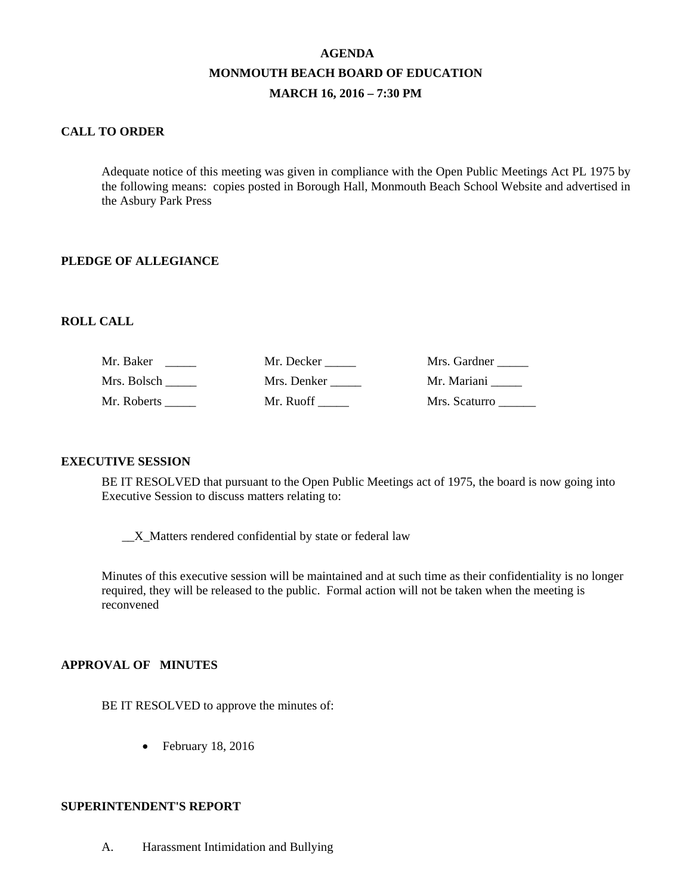# AGENDA
# MONMOUTH BEACH BOARD OF EDUCATION
# MARCH 16, 2016 – 7:30 PM

## CALL TO ORDER

Adequate notice of this meeting was given in compliance with the Open Public Meetings Act PL 1975 by the following means: copies posted in Borough Hall, Monmouth Beach School Website and advertised in the Asbury Park Press

## PLEDGE OF ALLEGIANCE

## ROLL CALL

| | | |
|---|---|---|
| Mr. Baker _____ | Mr. Decker _____ | Mrs. Gardner _____ |
| Mrs. Bolsch _____ | Mrs. Denker _____ | Mr. Mariani _____ |
| Mr. Roberts _____ | Mr. Ruoff _____ | Mrs. Scaturro ______ |

## EXECUTIVE SESSION

BE IT RESOLVED that pursuant to the Open Public Meetings act of 1975, the board is now going into Executive Session to discuss matters relating to:

__X_Matters rendered confidential by state or federal law

Minutes of this executive session will be maintained and at such time as their confidentiality is no longer required, they will be released to the public. Formal action will not be taken when the meeting is reconvened

## APPROVAL OF MINUTES

BE IT RESOLVED to approve the minutes of:

- February 18, 2016

## SUPERINTENDENT'S REPORT

A. Harassment Intimidation and Bullying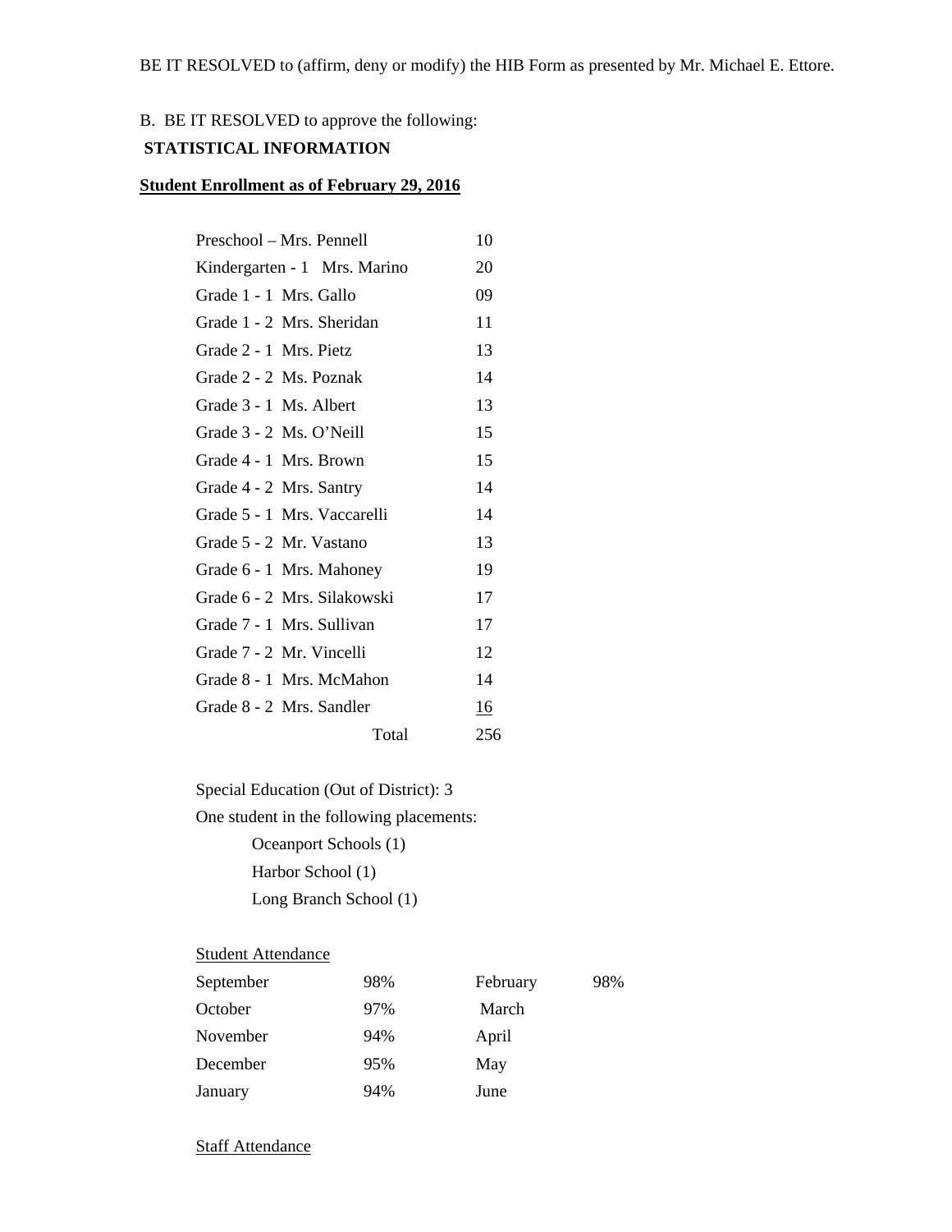BE IT RESOLVED to (affirm, deny or modify) the HIB Form as presented by Mr. Michael E. Ettore.

B. BE IT RESOLVED to approve the following:

**STATISTICAL INFORMATION**

**Student Enrollment as of February 29, 2016**

| | |
|---|---|
| Preschool – Mrs. Pennell | 10 |
| Kindergarten - 1 Mrs. Marino | 20 |
| Grade 1 - 1 Mrs. Gallo | 09 |
| Grade 1 - 2 Mrs. Sheridan | 11 |
| Grade 2 - 1 Mrs. Pietz | 13 |
| Grade 2 - 2 Ms. Poznak | 14 |
| Grade 3 - 1 Ms. Albert | 13 |
| Grade 3 - 2 Ms. O'Neill | 15 |
| Grade 4 - 1 Mrs. Brown | 15 |
| Grade 4 - 2 Mrs. Santry | 14 |
| Grade 5 - 1 Mrs. Vaccarelli | 14 |
| Grade 5 - 2 Mr. Vastano | 13 |
| Grade 6 - 1 Mrs. Mahoney | 19 |
| Grade 6 - 2 Mrs. Silakowski | 17 |
| Grade 7 - 1 Mrs. Sullivan | 17 |
| Grade 7 - 2 Mr. Vincelli | 12 |
| Grade 8 - 1 Mrs. McMahon | 14 |
| Grade 8 - 2 Mrs. Sandler | 16 |
| Total | 256 |

Special Education (Out of District): 3

One student in the following placements:

- Oceanport Schools (1)
- Harbor School (1)
- Long Branch School (1)

Student Attendance

| | | | |
|---|---|---|---|
| September | 98% | February | 98% |
| October | 97% | March | |
| November | 94% | April | |
| December | 95% | May | |
| January | 94% | June | |

Staff Attendance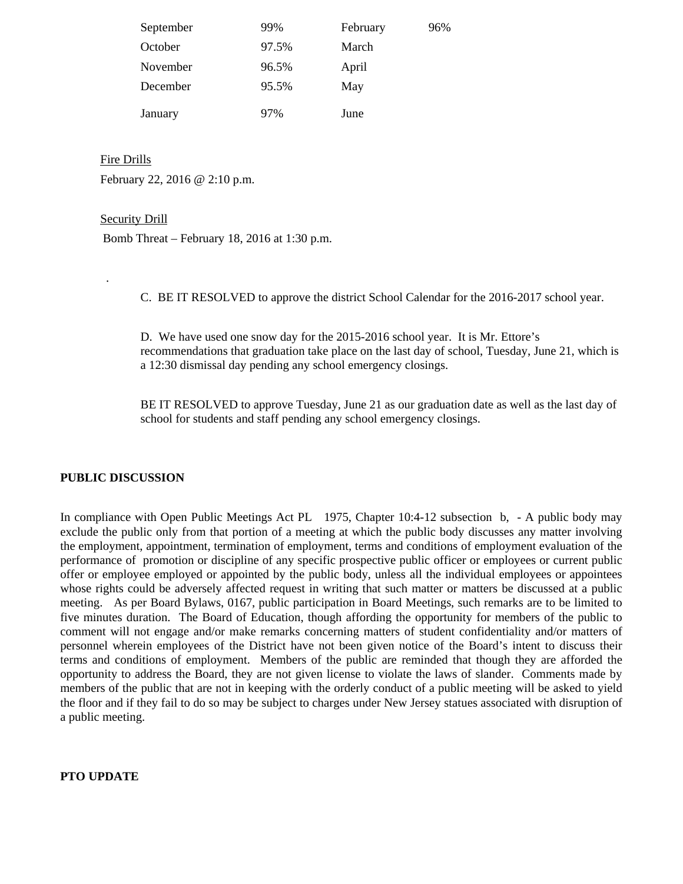| September | 99% | February | 96% |
|---|---|---|---|
| October | 97.5% | March | |
| November | 96.5% | April | |
| December | 95.5% | May | |
| January | 97% | June | |

<u>Fire Drills</u>

February 22, 2016 @ 2:10 p.m.

<u>Security Drill</u>

Bomb Threat – February 18, 2016 at 1:30 p.m.

.

C. BE IT RESOLVED to approve the district School Calendar for the 2016-2017 school year.

D. We have used one snow day for the 2015-2016 school year. It is Mr. Ettore's recommendations that graduation take place on the last day of school, Tuesday, June 21, which is a 12:30 dismissal day pending any school emergency closings.

BE IT RESOLVED to approve Tuesday, June 21 as our graduation date as well as the last day of school for students and staff pending any school emergency closings.

**PUBLIC DISCUSSION**

In compliance with Open Public Meetings Act PL 1975, Chapter 10:4-12 subsection b, - A public body may exclude the public only from that portion of a meeting at which the public body discusses any matter involving the employment, appointment, termination of employment, terms and conditions of employment evaluation of the performance of promotion or discipline of any specific prospective public officer or employees or current public offer or employee employed or appointed by the public body, unless all the individual employees or appointees whose rights could be adversely affected request in writing that such matter or matters be discussed at a public meeting. As per Board Bylaws, 0167, public participation in Board Meetings, such remarks are to be limited to five minutes duration. The Board of Education, though affording the opportunity for members of the public to comment will not engage and/or make remarks concerning matters of student confidentiality and/or matters of personnel wherein employees of the District have not been given notice of the Board's intent to discuss their terms and conditions of employment. Members of the public are reminded that though they are afforded the opportunity to address the Board, they are not given license to violate the laws of slander. Comments made by members of the public that are not in keeping with the orderly conduct of a public meeting will be asked to yield the floor and if they fail to do so may be subject to charges under New Jersey statues associated with disruption of a public meeting.

**PTO UPDATE**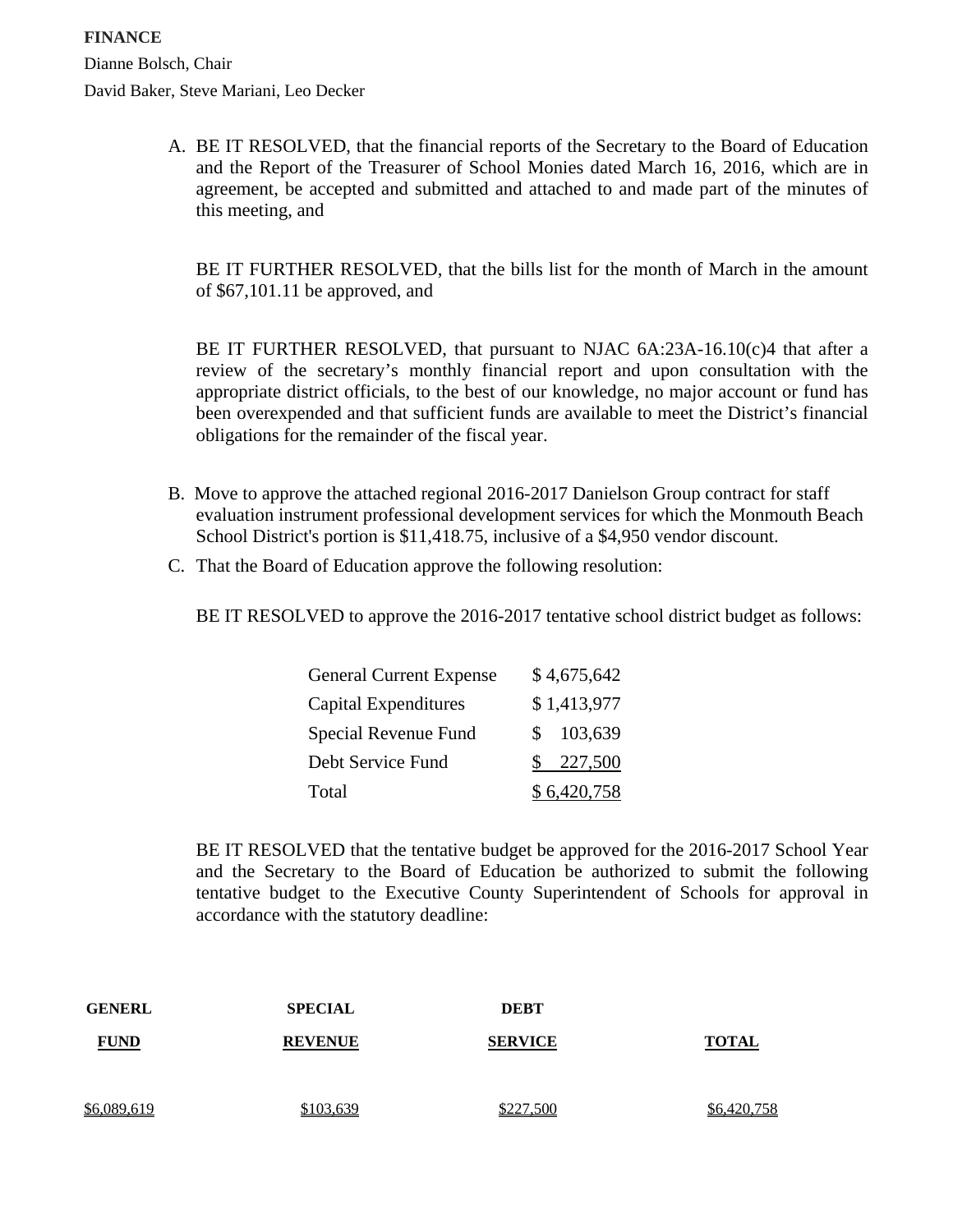**FINANCE**

Dianne Bolsch, Chair

David Baker, Steve Mariani, Leo Decker

A. BE IT RESOLVED, that the financial reports of the Secretary to the Board of Education and the Report of the Treasurer of School Monies dated March 16, 2016, which are in agreement, be accepted and submitted and attached to and made part of the minutes of this meeting, and

   BE IT FURTHER RESOLVED, that the bills list for the month of March in the amount of $67,101.11 be approved, and

   BE IT FURTHER RESOLVED, that pursuant to NJAC 6A:23A-16.10(c)4 that after a review of the secretary's monthly financial report and upon consultation with the appropriate district officials, to the best of our knowledge, no major account or fund has been overexpended and that sufficient funds are available to meet the District's financial obligations for the remainder of the fiscal year.

B. Move to approve the attached regional 2016-2017 Danielson Group contract for staff evaluation instrument professional development services for which the Monmouth Beach School District's portion is $11,418.75, inclusive of a $4,950 vendor discount.

C. That the Board of Education approve the following resolution:

   BE IT RESOLVED to approve the 2016-2017 tentative school district budget as follows:

| | |
|---|---|
| General Current Expense | $ 4,675,642 |
| Capital Expenditures | $ 1,413,977 |
| Special Revenue Fund | $ 103,639 |
| Debt Service Fund | $ 227,500 |
| Total | $ 6,420,758 |

   BE IT RESOLVED that the tentative budget be approved for the 2016-2017 School Year and the Secretary to the Board of Education be authorized to submit the following tentative budget to the Executive County Superintendent of Schools for approval in accordance with the statutory deadline:

| GENERL FUND | SPECIAL REVENUE | DEBT SERVICE | TOTAL |
|---|---|---|---|
| $6,089,619 | $103,639 | $227,500 | $6,420,758 |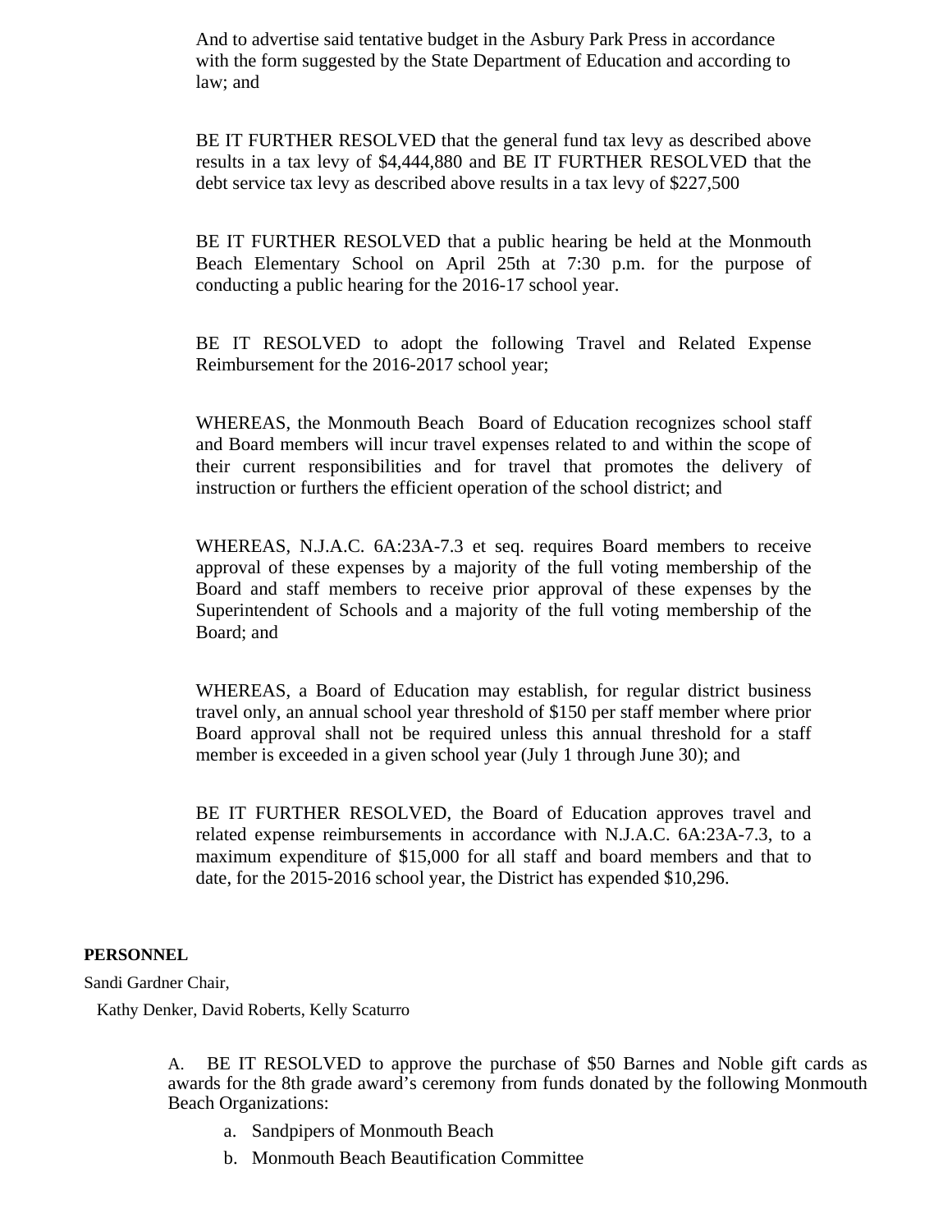And to advertise said tentative budget in the Asbury Park Press in accordance with the form suggested by the State Department of Education and according to law; and

BE IT FURTHER RESOLVED that the general fund tax levy as described above results in a tax levy of $4,444,880 and BE IT FURTHER RESOLVED that the debt service tax levy as described above results in a tax levy of $227,500

BE IT FURTHER RESOLVED that a public hearing be held at the Monmouth Beach Elementary School on April 25th at 7:30 p.m. for the purpose of conducting a public hearing for the 2016-17 school year.

BE IT RESOLVED to adopt the following Travel and Related Expense Reimbursement for the 2016-2017 school year;

WHEREAS, the Monmouth Beach Board of Education recognizes school staff and Board members will incur travel expenses related to and within the scope of their current responsibilities and for travel that promotes the delivery of instruction or furthers the efficient operation of the school district; and

WHEREAS, N.J.A.C. 6A:23A-7.3 et seq. requires Board members to receive approval of these expenses by a majority of the full voting membership of the Board and staff members to receive prior approval of these expenses by the Superintendent of Schools and a majority of the full voting membership of the Board; and

WHEREAS, a Board of Education may establish, for regular district business travel only, an annual school year threshold of $150 per staff member where prior Board approval shall not be required unless this annual threshold for a staff member is exceeded in a given school year (July 1 through June 30); and

BE IT FURTHER RESOLVED, the Board of Education approves travel and related expense reimbursements in accordance with N.J.A.C. 6A:23A-7.3, to a maximum expenditure of $15,000 for all staff and board members and that to date, for the 2015-2016 school year, the District has expended $10,296.

**PERSONNEL**

Sandi Gardner Chair,

Kathy Denker, David Roberts, Kelly Scaturro

A. BE IT RESOLVED to approve the purchase of $50 Barnes and Noble gift cards as awards for the 8th grade award's ceremony from funds donated by the following Monmouth Beach Organizations:

a. Sandpipers of Monmouth Beach
b. Monmouth Beach Beautification Committee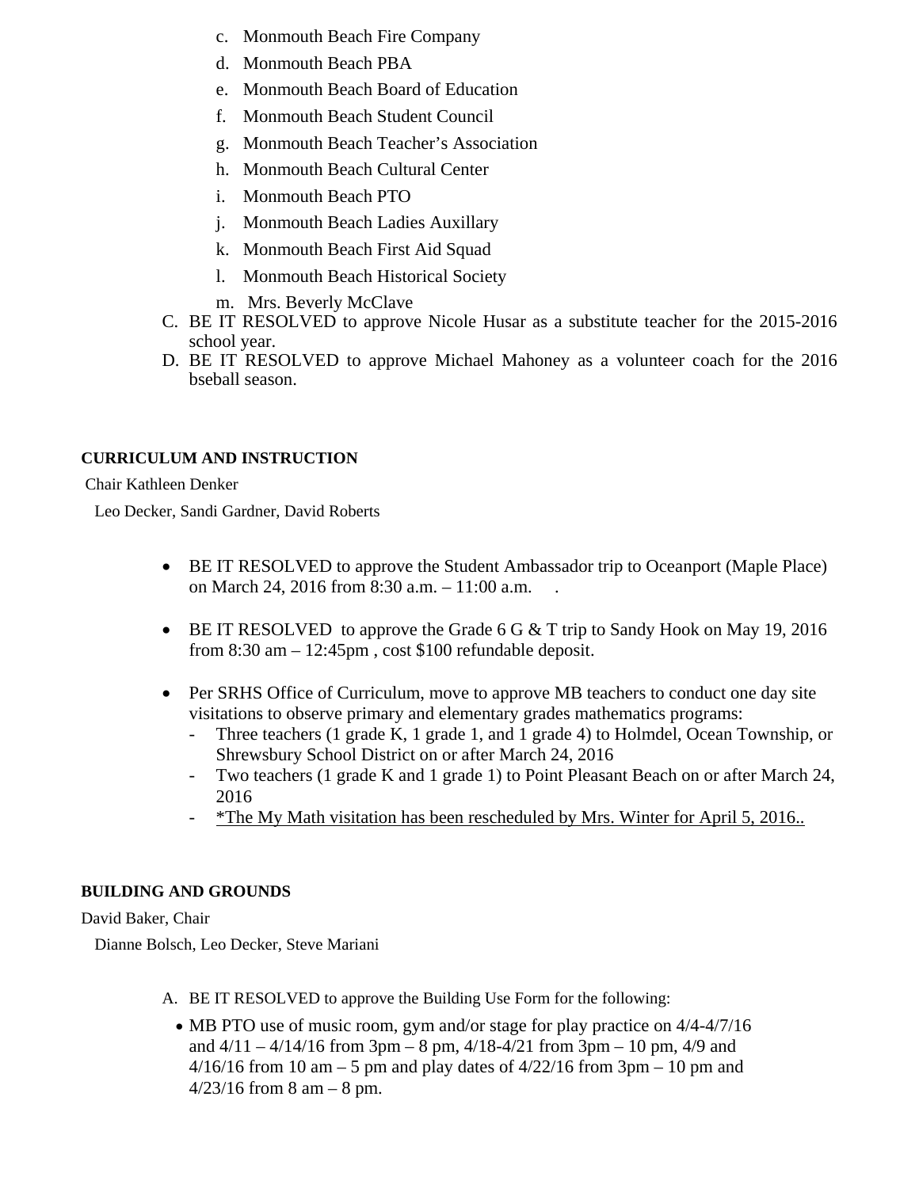c. Monmouth Beach Fire Company
d. Monmouth Beach PBA
e. Monmouth Beach Board of Education
f. Monmouth Beach Student Council
g. Monmouth Beach Teacher's Association
h. Monmouth Beach Cultural Center
i. Monmouth Beach PTO
j. Monmouth Beach Ladies Auxillary
k. Monmouth Beach First Aid Squad
l. Monmouth Beach Historical Society
m. Mrs. Beverly McClave

C. BE IT RESOLVED to approve Nicole Husar as a substitute teacher for the 2015-2016 school year.
D. BE IT RESOLVED to approve Michael Mahoney as a volunteer coach for the 2016 bseball season.

**CURRICULUM AND INSTRUCTION**

Chair Kathleen Denker

Leo Decker, Sandi Gardner, David Roberts

- BE IT RESOLVED to approve the Student Ambassador trip to Oceanport (Maple Place) on March 24, 2016 from 8:30 a.m. – 11:00 a.m. .

- BE IT RESOLVED to approve the Grade 6 G & T trip to Sandy Hook on May 19, 2016 from 8:30 am – 12:45pm , cost $100 refundable deposit.

- Per SRHS Office of Curriculum, move to approve MB teachers to conduct one day site visitations to observe primary and elementary grades mathematics programs:
  - Three teachers (1 grade K, 1 grade 1, and 1 grade 4) to Holmdel, Ocean Township, or Shrewsbury School District on or after March 24, 2016
  - Two teachers (1 grade K and 1 grade 1) to Point Pleasant Beach on or after March 24, 2016
  - <u>*The My Math visitation has been rescheduled by Mrs. Winter for April 5, 2016..</u>

**BUILDING AND GROUNDS**

David Baker, Chair

Dianne Bolsch, Leo Decker, Steve Mariani

A. BE IT RESOLVED to approve the Building Use Form for the following:
   - MB PTO use of music room, gym and/or stage for play practice on 4/4-4/7/16 and 4/11 – 4/14/16 from 3pm – 8 pm, 4/18-4/21 from 3pm – 10 pm, 4/9 and 4/16/16 from 10 am – 5 pm and play dates of 4/22/16 from 3pm – 10 pm and 4/23/16 from 8 am – 8 pm.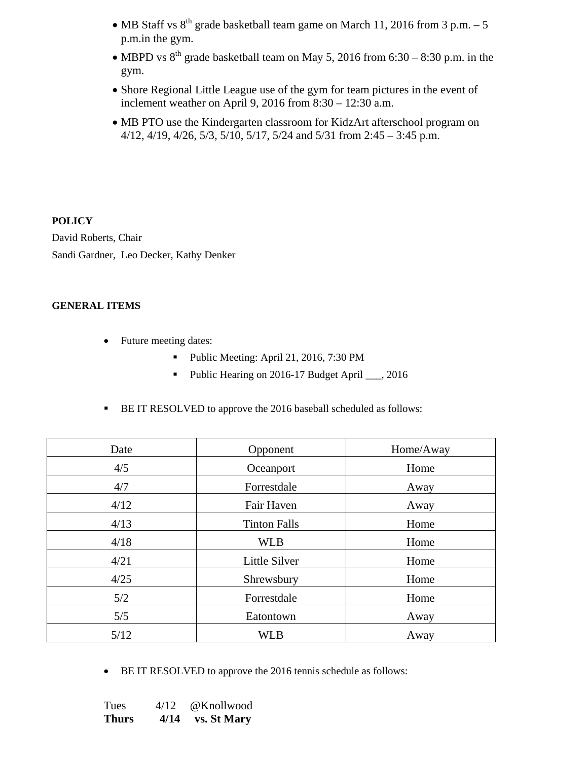- MB Staff vs 8th grade basketball team game on March 11, 2016 from 3 p.m. – 5 p.m.in the gym.
- MBPD vs 8th grade basketball team on May 5, 2016 from 6:30 – 8:30 p.m. in the gym.
- Shore Regional Little League use of the gym for team pictures in the event of inclement weather on April 9, 2016 from 8:30 – 12:30 a.m.
- MB PTO use the Kindergarten classroom for KidzArt afterschool program on 4/12, 4/19, 4/26, 5/3, 5/10, 5/17, 5/24 and 5/31 from 2:45 – 3:45 p.m.

**POLICY**

David Roberts, Chair

Sandi Gardner, Leo Decker, Kathy Denker

**GENERAL ITEMS**

- Future meeting dates:
  - Public Meeting: April 21, 2016, 7:30 PM
  - Public Hearing on 2016-17 Budget April ___, 2016

- BE IT RESOLVED to approve the 2016 baseball scheduled as follows:

| Date | Opponent | Home/Away |
|---|---|---|
| 4/5 | Oceanport | Home |
| 4/7 | Forrestdale | Away |
| 4/12 | Fair Haven | Away |
| 4/13 | Tinton Falls | Home |
| 4/18 | WLB | Home |
| 4/21 | Little Silver | Home |
| 4/25 | Shrewsbury | Home |
| 5/2 | Forrestdale | Home |
| 5/5 | Eatontown | Away |
| 5/12 | WLB | Away |

- BE IT RESOLVED to approve the 2016 tennis schedule as follows:

Tues 4/12 @Knollwood
**Thurs 4/14 vs. St Mary**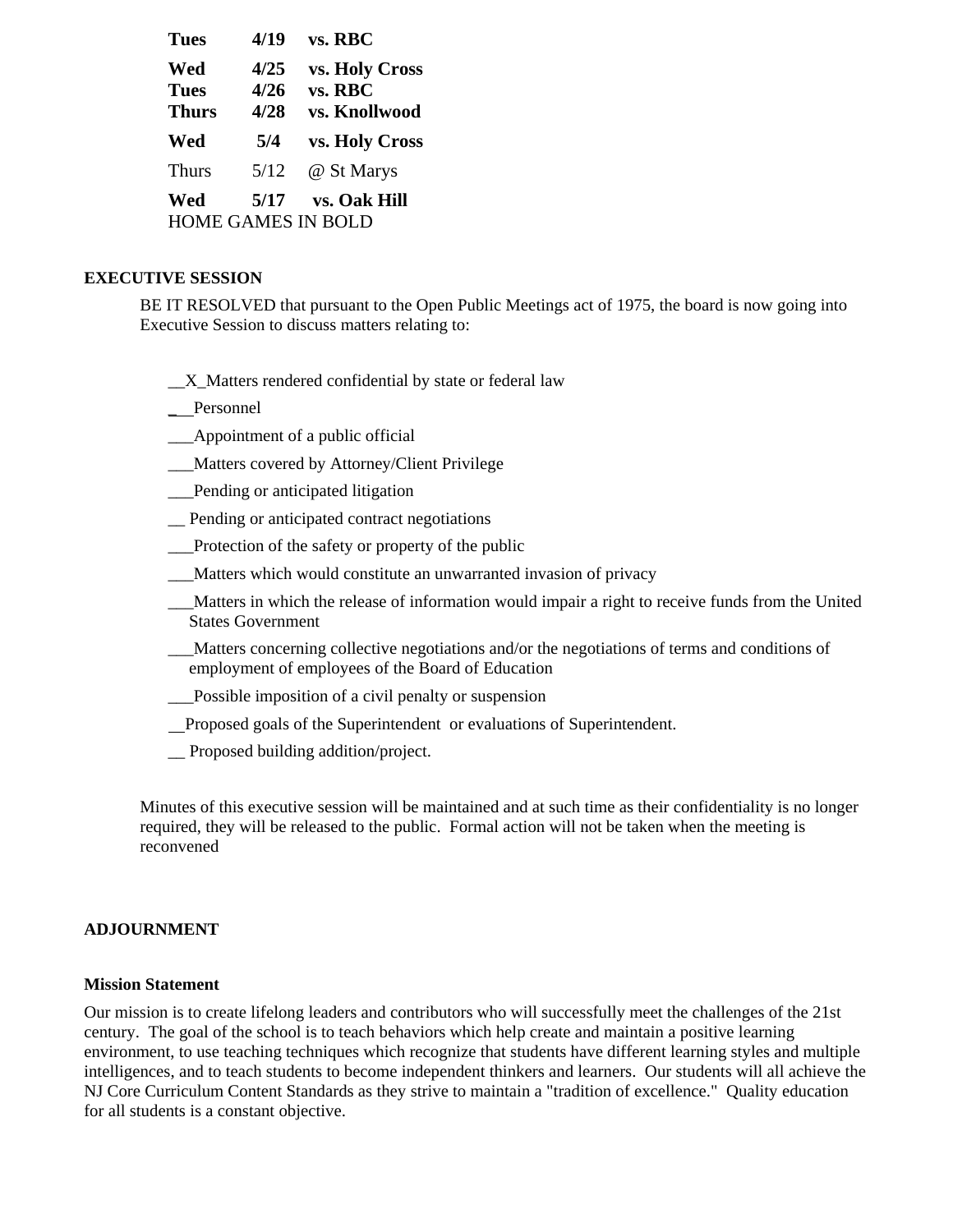| | | |
|---|---|---|
| **Tues** | **4/19** | **vs. RBC** |
| **Wed** | **4/25** | **vs. Holy Cross** |
| **Tues** | **4/26** | **vs. RBC** |
| **Thurs** | **4/28** | **vs. Knollwood** |
| **Wed** | **5/4** | **vs. Holy Cross** |
| Thurs | 5/12 | @ St Marys |
| **Wed** | **5/17** | **vs. Oak Hill** |

HOME GAMES IN BOLD

**EXECUTIVE SESSION**

BE IT RESOLVED that pursuant to the Open Public Meetings act of 1975, the board is now going into Executive Session to discuss matters relating to:

__X_Matters rendered confidential by state or federal law

___Personnel

___Appointment of a public official

___Matters covered by Attorney/Client Privilege

___Pending or anticipated litigation

__ Pending or anticipated contract negotiations

___Protection of the safety or property of the public

___Matters which would constitute an unwarranted invasion of privacy

___Matters in which the release of information would impair a right to receive funds from the United States Government

___Matters concerning collective negotiations and/or the negotiations of terms and conditions of employment of employees of the Board of Education

___Possible imposition of a civil penalty or suspension

__Proposed goals of the Superintendent or evaluations of Superintendent.

__ Proposed building addition/project.

Minutes of this executive session will be maintained and at such time as their confidentiality is no longer required, they will be released to the public. Formal action will not be taken when the meeting is reconvened

**ADJOURNMENT**

**Mission Statement**

Our mission is to create lifelong leaders and contributors who will successfully meet the challenges of the 21st century. The goal of the school is to teach behaviors which help create and maintain a positive learning environment, to use teaching techniques which recognize that students have different learning styles and multiple intelligences, and to teach students to become independent thinkers and learners. Our students will all achieve the NJ Core Curriculum Content Standards as they strive to maintain a "tradition of excellence." Quality education for all students is a constant objective.